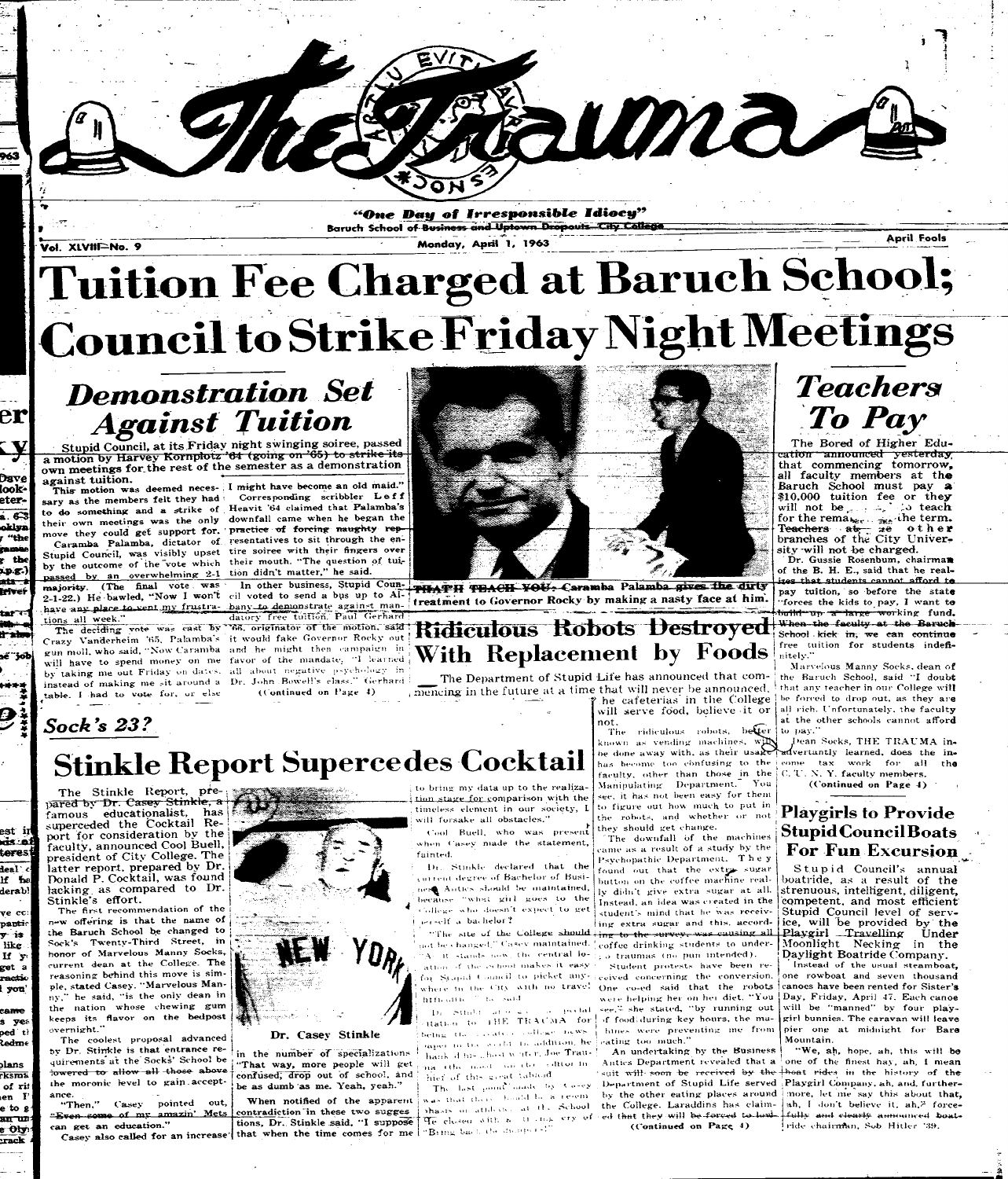# The Trauma

**"One Day of Irresponsible Idiocy"**

Baruch School of ~~Business and Uptown Dropouts~~ City College

Vol. XLVIII—No. 9 — Monday, April 1, 1963 — April Fools

# Tuition Fee Charged at Baruch School; Council to Strike Friday Night Meetings

## *Demonstration Set Against Tuition*

Stupid Council, at its Friday night swinging soiree, passed a motion by Harvey Kornplotz '64 ~~(going on '65) to strike its~~ own meetings for the rest of the semester as a demonstration against tuition.

This motion was deemed necessary as the members felt they had to do something and a strike of their own meetings was the only move they could get support for.

Caramba Palamba, dictator of Stupid Council, was visibly upset by the outcome of the vote which passed by an overwhelming 2-1 majority. (The final vote was 2-1-22.) He bawled, "Now I won't have any place to vent my frustrations all week."

The deciding vote was cast by Crazy Vanderheim '65, Palamba's gun moll, who said, "Now Caramba will have to spend money on me by taking me out Friday on dates, instead of making me sit around a table. I had to vote for, or else I might have become an old maid."

Corresponding scribbler Leff Heavit '64 claimed that Palamba's downfall came when he began the practice of forcing naughty representatives to sit through the entire soiree with their fingers over their mouth. "The question of tuition didn't matter," he said.

In other business, Stupid Council voted to send a bus up to Albany to demonstrate against mandatory free tuition. Paul Gerhard '66, originator of the motion, said it would fake Governor Rocky out and he might then campaign in favor of the mandate. "I learned all about negative psychology in Dr. John Bowell's class." Gerhard

(Continued on Page 4)

~~THATH TEACH YOU:~~ Caramba Palamba ~~gives the dirty~~ treatment to Governor Rocky by making a nasty face at him.

## *Teachers To Pay*

The Bored of Higher Education announced yesterday that commencing tomorrow, all faculty members at the Baruch School must pay a $10,000 tuition fee or they will not be ... to teach for the remainder of the term. Teachers at the other branches of the City University will not be charged.

Dr. Gussie Rosenbum, chairman of the B. H. E., said that he realizes that students cannot afford to pay tuition, so before the state "forces the kids to pay, I want to build up a large working fund. When the faculty at the Baruch School kick in, we can continue free tuition for students indefinitely."

Marvelous Manny Socks, dean of the Baruch School, said "I doubt that any teacher in our College will be forced to drop out, as they are all rich. Unfortunately, the faculty at the other schools cannot afford to pay."

Dean Socks, THE TRAUMA inadvertantly learned, does the income tax work for all the C. U. N. Y. faculty members.

(Continued on Page 4)

## Ridiculous Robots Destroyed With Replacement by Foods

The Department of Stupid Life has announced that commencing in the future at a time that will never be announced, the cafeterias in the College will serve food, believe it or not.

The ridiculous robots, better known as vending machines, will be done away with, as their usage has become too confusing to the faculty, other than those in the Manipulating Department. You see, it has not been easy for them to figure out how much to put in the robots, and whether or not they should get change.

The downfall of the machines came as a result of a study by the Psychopathic Department. They found out that the extra sugar button on the coffee machine really didn't give extra sugar at all. Instead, an idea was created in the student's mind that he was receiving extra sugar and this, according to the survey, was causing all coffee drinking students to undergo traumas (no pun intended).

Student protests have been received concerning the conversion. One co-ed said that the robots were helping her on her diet. "You see," she stated, "by running out of food during key hours, the machines were preventing me from eating too much."

An undertaking by the Business Antics Department revealed that a suit will soon be received by the Department of Stupid Life served by the other eating places around the College. Laraddins has claimed that they will be forced to fold

(Continued on Page 4)

## Playgirls to Provide Stupid Council Boats For Fun Excursion

Stupid Council's annual boatride, as a result of the strenuous, intelligent, diligent, competent, and most efficient Stupid Council level of service, will be provided by the Playgirl Travelling Under Moonlight Necking in the Daylight Boatride Company.

Instead of the usual steamboat, one rowboat and seven thousand canoes have been rented for Sister's Day, Friday, April 47. Each canoe will be "manned" by four playgirl bunnies. The caravan will leave pier one at midnight for Bare Mountain.

"We, ah, hope, ah, this will be one of the finest hay, ah, I mean boat rides in the history of the Playgirl Company, ah, and, furthermore, let me say this about that, ah, I don't believe it, ah," forcefully and clearly announced boatride chairman, Sob Hitler '39.

## *Sock's 23?*

## Stinkle Report Supercedes Cocktail

The Stinkle Report, prepared by Dr. Casey Stinkle, a famous educationalist, has superceded the Cocktail Report for consideration by the faculty, announced Cool Buell, president of City College. The latter report, prepared by Dr. Donald P. Cocktail, was found lacking as compared to Dr. Stinkle's effort.

The first recommendation of the new offering is that the name of the Baruch School be changed to Sock's Twenty-Third Street, in honor of Marvelous Manny Socks, current dean at the College. The reasoning behind this move is simple, stated Casey. "Marvelous Manny," he said, "is the only dean in the nation whose chewing gum keeps its flavor on the bedpost overnight."

The coolest proposal advanced by Dr. Stinkle is that entrance requirements at the Socks' School be ~~lowered to allow all those above~~ the moronic level to gain acceptance.

"Then," Casey pointed out, "~~Even some of my amazin' Mets~~ can get an education."

Casey also called for an increase in the number of specializations. "That way, more people will get confused, drop out of school, and be as dumb as me. Yeah, yeah."

Dr. Casey Stinkle

When notified of the apparent contradiction in these two suggestions, Dr. Stinkle said, "I suppose that when the time comes for me to bring my data up to the realization stage for comparison with the timeless element in our society, I will forsake all obstacles."

Cool Buell, who was present when Casey made the statement, fainted.

Dr. Stinkle declared that the current degree of Bachelor of Business Antics should be maintained, because "what girl goes to the College who doesn't expect to get herself a bachelor?

"The site of the College should not be changed," Casey maintained. "As it stands now, the central location of the school makes it easy for Stupid Council to picket anywhere in the City with no travel difficulties," he said.

Dr. Stinkle ... the ... of THE TRAUMA for being the ... college news paper in the world. In addition, he ... Joe Trau... ... editor in chief of this great tabloid.

The last ... made by Casey was that there should be a ... emphasis on athletics at the School. He closed with a ... cry of "Bring back the ...!"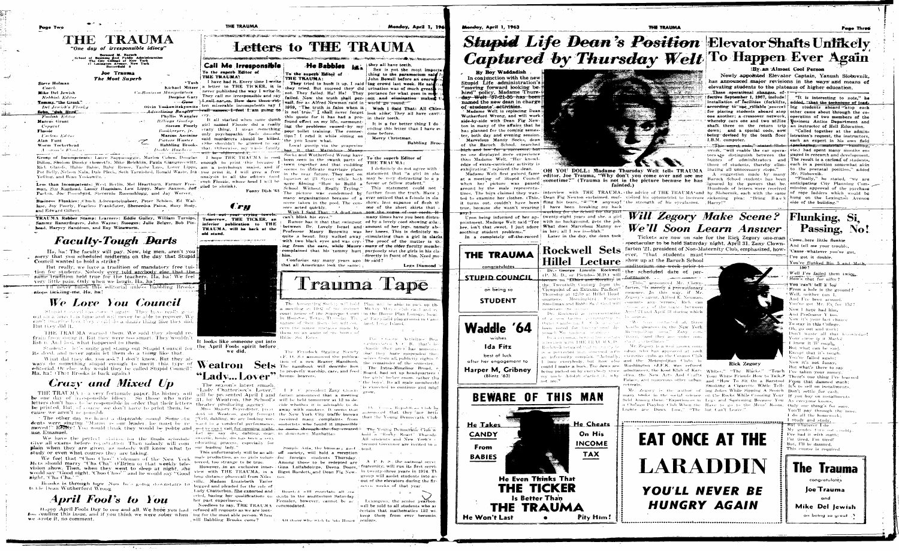# THE TRAUMA

*"One day of irresponsible idiocy"*

Bernard M. Baruch School of Business and Public Administration, The City College of New York, 17 Lexington Avenue, New York

**Joe Trauma**
*The Most Superb*

Steve Holman — *Coach*
Mike Del Jewish — *Nebbish Editor*
Tommy "the Greek" — *Del Jewish's Flunky*
Gabe "dah Nerd" — *Foolish Editor*
Marcus Grant — *Copycat*
Flossie — *Useless Editor*
Alan Fuchs — *Worm Letcherhead*

"Tush" Kichael Mitzer — *Co-Business Manipulators*
Tsepisa Gary
Olvin Yoskowitzkowitz — *Advertising Bungler*
Phyllis Wangler — *Billings Goofup*
Steven Powell — *Bookkeeper, jr.*
Marcus Assanine — *Picture Waster*
Babbling Brooks — *Double Alcoholic*

Group of Incompetents: Lance Sappapaggio, Marlon Cohen, Douglas Dillon, Sholom Dansky (homely), Mike Belchkin, Paula Giacopsevoltz, Rick Glandy, Hubie Baker, Baby Benno, Taube Lees, Lover Lippis, Pat Belly, Nelson Nala, Dale Pleck, Seth Turnbird, Ronald Waste, Ira Yolling, and Russ Yeskowitz.

Less than Incompetents: West Berlin, Mel Heartburn, Farmer Freeman, Sid Kughead, Lenny Hazodus, Lew Lippy, Marc Saxson, Jeff Parkan, Joe Poverbyrd, Steverino Rosenbloog, and Jay Weaver.

Business Flunkies: Chuck Aforestheplaberl, Peter Schiele, Ed Wallace, Joy Pourly, Fearless Frankfurter, Shenendoa Paina, Buzz Body, and Edward Gilbert.

TRAUMA Rubber Stamp: Learners: Eddie Gulley, William Turnips, Sammy Rannyfingers, John Waynes; Snoogus: Julie Belger, Bob Pinhead, Harvey Sanddoon, and Roy Wineworm.

## Faculty-Tough Darts

Ha, ha! The faculty will pay. Now, big men, aren't you sorry that you scheduled midterms on the day that Stupid Council wanted to hold a strike?

But really, we have a tradition of mandatory free tuition for students. Nobody ever told anybody else that the same tradition held true for the teachers. Ha, ha! We feel very little pain. Only when we laugh. Ha, ha!

I'll never finish this editorial unless Babbling Brooks stops tickling me. Ha, ha!

## We Love You Council

Stupid Council has done it again. They have really gotten out a strike to fight and will never be able to recover. We can't imagine how they could do a dumber thing like this. But they did it.

THE TRAUMA warned them. We said they should refrain from doing it. But they were too smart. They wouldn't listen. And look what happened to them.

Students, let's unite and stamp out Stupid Council for its deed, and never again let them do a thing like that.

What did they do, you ask? I don't know. But they always do something stupid enough to merit this type of editorial. Or else, why would they be called Stupid Council? Ha, ha! (That Brooks is back again.)

## Crazy and Mixed Up

THE TRAUMA is a very fortunate paper. Its history will be one day of irresponsible idiocy. So those who write letters don't have to be responsible in order that their letters be printed. But, of course, we don't have to print them, because we aren't responsible.

The other day we heard a disgusting sound. Some students were singing "Mama is our leader, he must be removed!" Really! You would think they would be polite and use Emanuel.

We have the perfect solution for the finals schedule. Give all exams before registration. Then nobody will complain when they are given, as nobody will know what to study or even what courses they are taking.

We feel that "Choo Choo" Coleman of the New York Mets should marry "Cha Cha" O'Brien so that weekly television show. Then, when they went to sleep at night, she would say "Good night, 'Choo Choo'" and he would say "Good night, 'Cha Cha.'"

Brooks is through here. Now he's going downstairs to tickle Dean Wutherford Wrong.

## April Fool's to You

Happy April Fools Day to one and all. We hope you had fun reading this issue, and if you think we were sober when we wrote it, no comment.

# Letters to THE TRAUMA

### Call Me Irresponsible

To the superb Editor of THE TRAUMA:

I have had it. Every time I write a letter to THE TICKER, it is never published the way I write it. They call me irresponsible and say I call names. How dare those rotten miserable incompetents say I call names. I feel I am going to sue.

It all started when some dumb girl named Floosie did a really crazy thing. I mean something only psychopaths do, something said murderers should be killed. (She shouldn't be allowed to say that, otherwise my name might be ...)

I hope THE TRAUMA is cooler enough to print this because I am a psychology major, and if you print it, I will give a free analysis to all the editors (and even Flossie, whose head I will be glad to shrink).

Fanny Dish '63

### He Babbles

To the superb Editor of THE TRAUMA:

They tried to bust it up. I said not. They failed. Ha! Ha! They failed. Now the truth shall prevail. For as Alfred Newman said in 1959, "The truth is false when it is not true." I shall never forget this quote for it has had a profound effect on my life, surrounding the problems caused by my poor toilet training. The connection? I read it while sitting on the john you know.

Local gossip via the grapevine ... Sucks and Wutherford Wrong have been seen in the swank parts of town together and that cuddling seems to indicate marriage plans in the near future. They met on location at 23 Street while both were filming "How to Build a School Without Really Trying." The picture was condemned by many organizations because of a scene taken in the pool. The censors acted quickly.

Wish I Said That: "A dead man can't blink his eyes."

Rumor has it that that swingout between Dr. Lovely Israel and Professor Maury Benowitz was quite a bout. Izzy walked away with two black eyes and was crying from the ears, while Maury complained that his tummy hurt him.

Confucius say many years ago that all Americans look the same; they all have teeth.

Sex is not the most important thing to the paramecium said John Bowell before an overwhelming ... I've ever read last week. He said ... urination was of much greater importance for what goes in must ... and elimination makes the world go round.

Wish I Said That: All Chinese look alike. They all have cavities in their teeth.

It is a far better thing I do ending this letter than I have ever done before.

Merry Christmas.

Babbling Brooks

To the superb Editor of THE TRAUMA:

I definitely do not agree with the statement that "a girl in shorts may be very distracting to a professor or fellow student."

This statement could not be further from the truth. Have you ever noticed that a female in a slacks show, less expanse of flesh than one of the short skirts that ... now the vogue of our coeds. Many times I have been distracted by a lovely coed showing a large amount of her legs, namely above her knees. This is definitely more stimulating than a girl in slacks.

The proof of the matter is that many of the older faculty members purposely seat the girls in the class directly in front of him. Need more be said?

Legs Diamond

### Cry

Get out your crying towels. Tomorrow, THE TICKER, an inferior publication to THE TRAUMA, will be back at the old stand.

It looks like someone got into the April Fools spirit before we did.

## Trauma Tape

The Accounting Society will hold a meeting at 12:02 in the concert house of the Supreme Court in Honolulu. Topic: The Dynamic Nature of Bookkeeping; will concern the minor sexual mistakes made by the Bolshi Boys ...

The Fiendock Ogaling Society (F. O. S.) announced the publication of a new Beaver Handbook. The handbook will describe how to properly worship cars, and feed bronze beavers.

E. F. C. president Zany Clownfarten announced that a meeting will be held tomorrow at 12 to decide whether it is advisable to do away with snakes. It seems that the New York City traffic bureau received many complaints from motorists who found it impossible to make it through the too crowded downtown Manhattan.

Sigma Alfa, the honorary good-off society, will hold a reception for foreign students Thursday. Among those to be respected are Gina Lollobrigida, Brena Doors, Bigot Bardott, and Dean Flip Newton.

Baruch will entertain all students in the auditorium Saturday. Females, however, cannot be accommodated.

All those who wish to join House Plan will be able to pick up the... in the House Plan Lounge... ... playground in... Coney Island.

... Activities Board ... that's it ... they ... having ... play ... the remainder of the semester.

The Intra-Mundane Board ... Board, had set up headquarters ... the pool before ... rather than ... the boys. It's ... is expected to continue and ... trend.

... Republican Club ... announced that they have been ... than the Young Democratic Club ...

The Young Democratic Club ... hold a "Rally Round" Thursday ... All students and New York's ... former Governor are invited to attend.

A. P. E. S., the national service fraternity, will run its first service in twenty-three years in 1974. The group will assist students into and out of the elevators during the first seven weeks of that year.

Lexington, the senior yearbook, will be sold to all students who are certain that mathematics 153 will keep them from ever becoming seniors.

## Weatron Sets "Lady... Lover"

The season's latest smash, "Lady Chatterton's Lover," will be presented April 1 and 11 by Weatron, the School's theatre producing agency.

Mrs. Marty Sycophher, president of Weatron, easily foresees "Yes, dahling, we are looking forward to a wonderful performance, and we can't wait for opening night. Let me say, dahling, dear, sweetie, honey, this has been a very educating process, especially for our leading lady."

This unfortunately will be an all-male production, as no girls volunteered, too strange to be true.

However, in an exclusive interview with THE TRAUMA, a long distance phonecall from Nicetown, Madam Lizziebeth Tailor begged and pleaded for the role of Lady Chatterbox. She exhorted and cried, having her qualifications on her past experiences.

Needless to say, THE TRAUMA refused all requests as we are looking for the most able person. When ... will Babbling Brooks come?

# Stupid Life Dean's Position Captured by Thursday Welt

By Boy Waddadish

In conjunction with the new Stupid Life administration's "moving forward looking behind" policy, Madame Thursday Welt '37-21-35 has been named the new dean in charge of students' activities.

Madame Welt is replacing Dean Wutherford Wrong, and will work side-by-side with Dean Fig Newton in many of the affairs that he has planned for the coming semester, both day and evening session.

Marvelous Manny Sucks, dean of the Baruch School, searched high and low for a successor, but no one displayed more experience than Madame Welt. "Her knowledge of extra-curricular activity is exhilirating," rejoiced the dean.

Madame Welt first gained fame at a meeting of Stupid Council when her picture was passed around by the male representatives. The boys claimed they wanted to examine her clothes. (This, it turns out, couldn't have been true, because she wasn't wearing any.)

Upon being informed of her appointment, Madame Welt said "Tee hee, isn't that sweet. I just adore soothing student problems."

In a completely off-the-record interview with THE TRAUMA, Dean Fig Newton exclaimed, muffling their blushes, "?#*$ anyway! I've been breaking my back working for the school for the past twenty-eight years and she, a girl with no background, gets the job. What does Marvelous Manny see in her; all I see is—blah."

Later in the day, the dean took...

**OH YOU DOLL: Madame Thursday Welt tells TRAUMA editor, Joe Trauma, "Why don't you come over and see me sometime?" (Trauma is not in the picture because he has fainted.)**

# Elevator Shafts Unlikely To Happen Ever Again

By an Almost Cool Person

Newly appointed Elevator Captain, Yanush Slobovnik, has announced major revisions in the ways and means of elevating students to the plateaus of higher education.

These operational changes, effective September 1, 1967, include: installation of facilities (forklifts, according to 'one reliable source') for placing students aboard atop one another; a crossover network, whereby cars one and two utilize shaft three on the return trip down; and a special code, now being devised by the tenth floor I.B.M. computer.

"The secret code," stated Slobovnik, "will enable the car operators to distinguish between the buzzes of administrators and those of students, thereby eliminating all unnecessary stops."

A suggestion made by many Baruch School students has been ignored by the powers that be. Hundreds of letters were received by Slobovnik, each with the same sickening plea: "Bring Back Harry!"

"It is interesting to note," he added, "that the technique of loading students aboard atop each other came about through the cooperation of two members of the Business Antics Department and an instructor of Hell Education. The former, ... administration's request, the instructors, each an expert in his own field (packaging, materials handling, etc.) had spent many months engaged in research and development. The result is a carload of students, each in a position somewhat akin to the prenatal position," added Mr. Slobovnik.

"Finally," he stated, "we are anticipating City Planning Commission approval of the purchase of rope ladders which would be hung on the Lexington Avenue side of the building."

## Will Zegory Make Scene? We'll Soon Learn Answer

Tickets are now on sale for the Rick Zegory one-man spectacular to be held Saturday night, April 31. Zany Clownfarten '21, president of Non-Maternity Club, emphasized, however, "that students must show up at the Baruch School auditorium one week prior to the scheduled date of performance."

"This," announced Mr. Clownfarten, "is merely a precautionary measure. By the way, Mr. Zegory's agent, Alfred E. Newman, commits some errors. Rick can ... between April 21 and April 31 during which ..."

... Zegory is a well-known comedian who has appeared at such exclusive clubs as the Copacabana Club and ... Washington, D.C. ... has refused ... the Non-Club ... and "How To Sit On a Barstool While Smoking a Cigar While Telling Jokes While Sipping A Scotch on the Rocks While Crossing Your Legs and Spinning Because You Have to go to the Mens' Room, But Can't Leave."

Mr. Zegory is the author of many books in the social science field. Among them: "Experiences in a Chicago Playboy Club When the Lights are Down Low," "Teach Your White Friends How to Talk," "The ..."

Rick Zegory

## Rockwell Sets Hillel Lecture

Dr. George Lincoln Rockwell (P. M. D., or Phobia, M.D.) will speak on "Ethics and Morality in the Twentieth Century from the Viewpoint of an Extreme Pacifist" Thursday at 12:59 at Hillel Headquarters. ...

... Dr. Rockwell is representative ...

## Flunking, Si, Passing, No!

Come here little flunkie
And tell me your trouble,
'Cause whatever you've got,
I've got it double.
You've flunked Bio 5 and Math 160?
Well I've failed them twice.
How's that for nifty?
You can't tell a fog
From a hole in the ground?
Well, neither can I,
And I've been around.
You've got Mr. FX for 152?
Now I have had him,
And Professor Y too.
Now it's your last chance
To stay in this college.
Oh, go out and work!
Don't waste all that knowledge!
Your curse is a Marty
And it came out!
But what can be said,
Except that it's tough.
You've failed again
Now it's not funny
But what's there to say
I've taken your money
There's one thing I've learned
From that damned math:
It's to sell on installments
Don't settle for cash.
If you buy on installments
As everyone knows,
Only one thing's for sure,
You'll pay through the nose.
I do all the homework,
I study and study,
But whatever I do
I've had it with math;
I'm tired, I'm tired!
But, I'll be damned,
This course is required.

**THE TRAUMA** congratulates **STUPID COUNCIL** on being so **STUDENT**

**Waddle '64** wishes **Ida Fitz** best of luck after her engagement to **Harper M. Gribney** (Blintz '63)

**BEWARE OF THIS MAN**

He Takes CANDY From BABIES — He Cheats On His INCOME TAX — He Even Thinks That THE TICKER Is Better Than THE TRAUMA — He Won't Last • Pity Him!

**EAT ONCE AT THE LARADDIN** — **YOU'LL NEVER BE HUNGRY AGAIN**

**The Trauma** congratulates **Joe Trauma** and **Mike Del Jewish** on being so great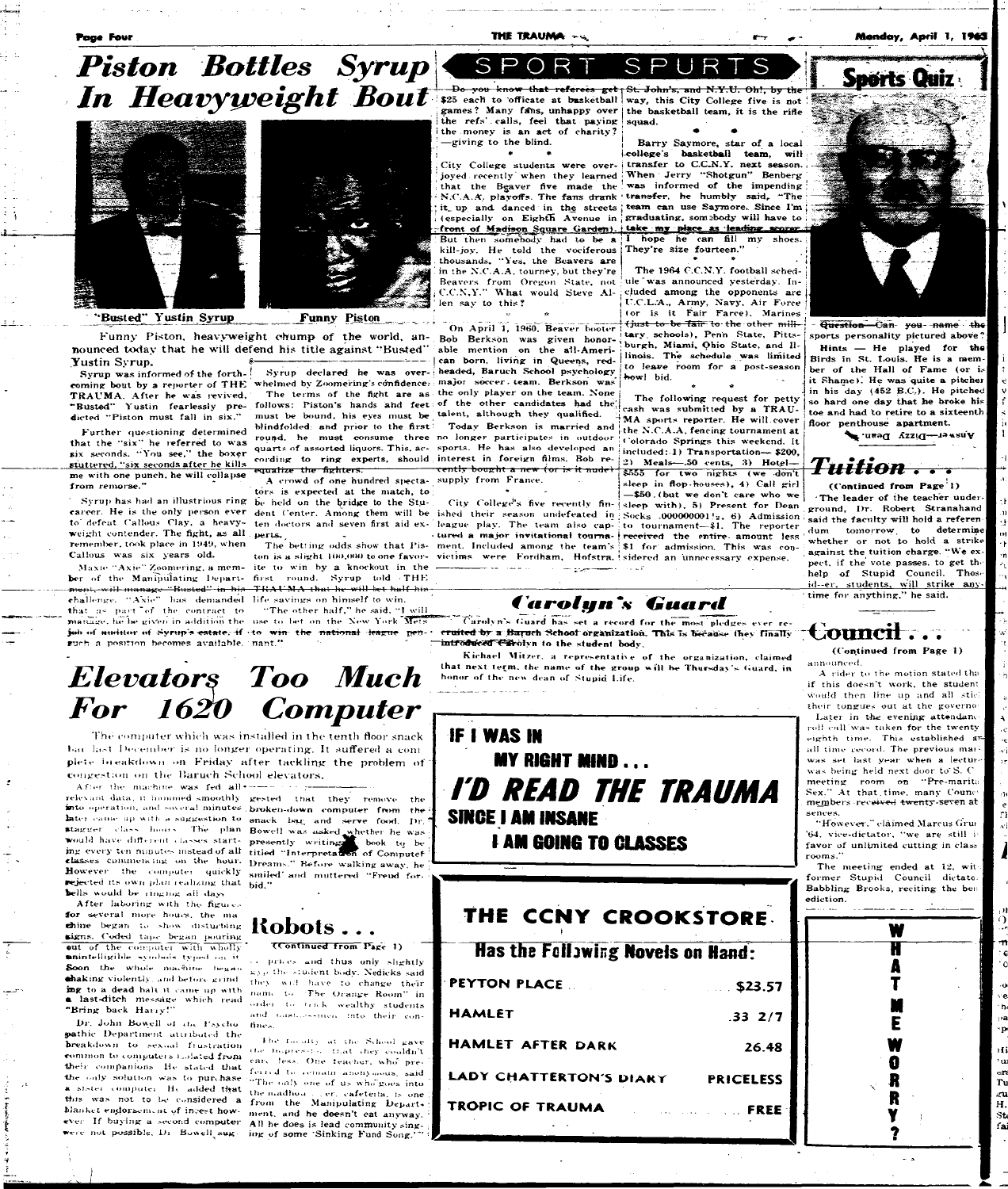# Piston Bottles Syrup In Heavyweight Bout

"Busted" Yustin Syrup

Funny Piston

Funny Piston, heavyweight chump of the world, announced today that he will defend his title against "Busted" Yustin Syrup.

Syrup was informed of the forthcoming bout by a reporter of THE TRAUMA. After he was revived, "Busted" Yustin fearlessly predicted "Piston must fall in six."

Further questioning determined that the "six" he referred to was six seconds. "You see," the boxer stuttered, "six seconds after he kills me with one punch, he will collapse from remorse."

Syrup has had an illustrious ring career. He is the only person ever to defeat Callous Clay, a heavyweight contender. The fight, as all remember, took place in 1949, when Callous was six years old.

Maxie "Axie" Zoomering, a member of the Manipulating Department, will manage "Busted" in his challenge. "Axie" has demanded that as part of the contract to manage, he be given in addition the job of auditor of Syrup's estate, if such a position becomes available.

Syrup declared he was overwhelmed by Zoomering's confidence.

The terms of the fight are as follows: Piston's hands and feet must be bound, his eyes must be blindfolded, and prior to the first round, he must consume three quarts of assorted liquors. This, according to ring experts, should equalize the fighters.

A crowd of one hundred spectators is expected at the match, to be held on the bridge to the Student Center. Among them will be ten doctors and seven first aid experts.

The betting odds show that Piston is a slight 100,000 to one favorite to win by a knockout in the first round. Syrup told THE TRAUMA that he will bet half his life savings on himself to win.

"The other half," he said, "I will use to bet on the New York Mets to win the national league pennant."

# Elevators Too Much For 1620 Computer

The computer which was installed in the tenth floor snack bar last December is no longer operating. It suffered a complete breakdown on Friday after tackling the problem of congestion on the Baruch School elevators.

After the machine was fed all relevant data, it hummed smoothly into operation, and several minutes later came up with a suggestion to stagger class hours. The plan would have different classes starting every ten minutes instead of all classes commencing on the hour. However the computer quickly rejected its own plan realizing that bells would be ringing all day.

After laboring with the figures for several more hours, the machine began to show disturbing signs. Coded tape began pouring out of the computer with wholly unintelligible symbols typed on it. Soon the whole machine began shaking violently and before grinding to a dead halt it came up with a last-ditch message which read "Bring back Harry!"

Dr. John Bowell of the Psychopathic Department attributed the breakdown to sexual frustration common to computers isolated from their companions. He stated that the only solution was to purchase a sister computer. He added that this was not to be considered a blanket endorsement of incest however. If buying a second computer were not possible, Dr. Bowell suggested that they remove the broken-down computer from the snack bar and serve food. Dr. Bowell was asked whether he was presently writing a book to be titled "Interpretation of Computer Dreams." Before walking away, he smiled and muttered "Freud forbid."

## Robots . . .

(Continued from Page 1)

... prices and thus only slightly gyp the student body. Nedicks said they will have to change their name to "The Orange Room" in order to track wealthy students and businessmen into their confines.

The faculty at the School gave the impression that they couldn't care less. One teacher, who preferred to remain anonymous, said "The only one of us who goes into the madhouse ... er, cafeteria, is one from the Manipulating Department, and he doesn't eat anyway. All he does is lead community singing of some 'Sinking Fund Song.'"

# SPORT SPURTS

~~Do you know that referees get~~ $25 each to officiate at basketball games? Many fans, unhappy over the refs' calls, feel that paying the money is an act of charity? —giving to the blind.

* *

City College students were overjoyed recently when they learned that the Beaver five made the N.C.A.A. playoffs. The fans drank it up and danced in the streets (especially on Eighth Avenue in front of Madison Square Garden). But then somebody had to be a kill-joy. He told the vociferous thousands, "Yes, the Beavers are in the N.C.A.A. tourney, but they're Beavers from Oregon State, not C.C.N.Y." What would Steve Allen say to this?

* *

On April 1, 1960, Beaver booter Bob Berkson was given honorable mention on the all-American born, living in Queens, redheaded, Baruch School psychology major soccer team. Berkson was the only player on the team. None of the other candidates had the talent, although they qualified.

Today Berkson is married and no longer participates in outdoor sports. He has also developed an interest in foreign films. Bob recently bought a new (or is it nude) supply from France.

* *

City College's five recently finished their season undefeated in league play. The team also captured a major invitational tournament. Included among the team's victims were Fordham, Hofstra, St. John's, and N.Y.U. Oh!, by the way, this City College five is not the basketball team, it is the rifle squad.

* *

Barry Saymore, star of a local college's basketball team, will transfer to C.C.N.Y. next season. When Jerry "Shotgun" Benberg was informed of the impending transfer, he humbly said, "The team can use Saymore. Since I'm graduating, somebody will have to ~~take my place as leading scorer~~. I hope he can fill my shoes. They're size fourteen."

* *

The 1964 C.C.N.Y. football schedule was announced yesterday. Included among the opponents are U.C.L.A., Army, Navy, Air Force (or is it Fair Farce), Marines (~~just to be fair to the other military~~ schools), Penn State, Pittsburgh, Miami, Ohio State, and Illinois. The schedule was limited to leave room for a post-season bowl bid.

* *

The following request for petty cash was submitted by a TRAUMA sports reporter. He will cover the N.C.A.A. fencing tournament at Colorado Springs this weekend. It included: 1) Transportation— $200, 2) Meals—.50 cents, 3) Hotel—$555 for two nights (we don't sleep in flop-houses), 4) Call girl —$50 (but we don't care who we sleep with), 5) Present for Dean Socks .000000001½, 6) Admission to tournament—$1. The reporter received the entire amount less $1 for admission. This was considered an unnecessary expense.

# Carolyn's Guard

Carolyn's Guard has set a record for the most pledges ever recruited by a Baruch School organization. This is because they finally introduced Carolyn to the student body.

Kichael Mitzer, a representative of the organization, claimed that next term, the name of the group will be Thursday's Guard, in honor of the new dean of Stupid Life.

**IF I WAS IN**
**MY RIGHT MIND . . .**
**I'D READ THE TRAUMA**
**SINCE I AM INSANE**
**I AM GOING TO CLASSES**

## THE CCNY CROOKSTORE

**Has the Following Novels on Hand:**

| | |
|---|---|
| PEYTON PLACE | $23.57 |
| HAMLET | .33 2/7 |
| HAMLET AFTER DARK | 26.48 |
| LADY CHATTERTON'S DIARY | PRICELESS |
| TROPIC OF TRAUMA | FREE |

# Sports Quiz

~~Question~~—Can you name the sports personality pictured above?

Hints — He played for the Birds in St. Louis. He is a member of the Hall of Fame (or is it Shame). He was quite a pitcher in his day (452 B.C.). He pitched so hard one day that he broke his toe and had to retire to a sixteenth floor penthouse apartment.

Answer—Dizzy Dean.

# Tuition . . .

(Continued from Page 1)

The leader of the teacher underground, Dr. Robert Stranahand said the faculty will hold a referendum tomorrow to determine whether or not to hold a strike against the tuition charge. "We expect, if the vote passes, to get the help of Stupid Council. Those id—er, students, will strike any time for anything," he said.

# Council . . .

(Continued from Page 1)

announced.

A rider to the motion stated that if this doesn't work, the student would then line up and all stick their tongues out at the governor.

Later in the evening attendance roll call was taken for the twenty eighth time. This established an all time record. The previous mark was set last year when a lecture was being held next door to S. C. meeting room on "Pre-marital Sex." At that time, many Council members received twenty-seven absences.

"However," claimed Marcus Grun '64, vice-dictator, "we are still in favor of unlimited cutting in class rooms."

The meeting ended at 12, with former Stupid Council dictator Babbling Brooks, reciting the benediction.

W
H
A
T
M
E
W
O
R
R
Y
?